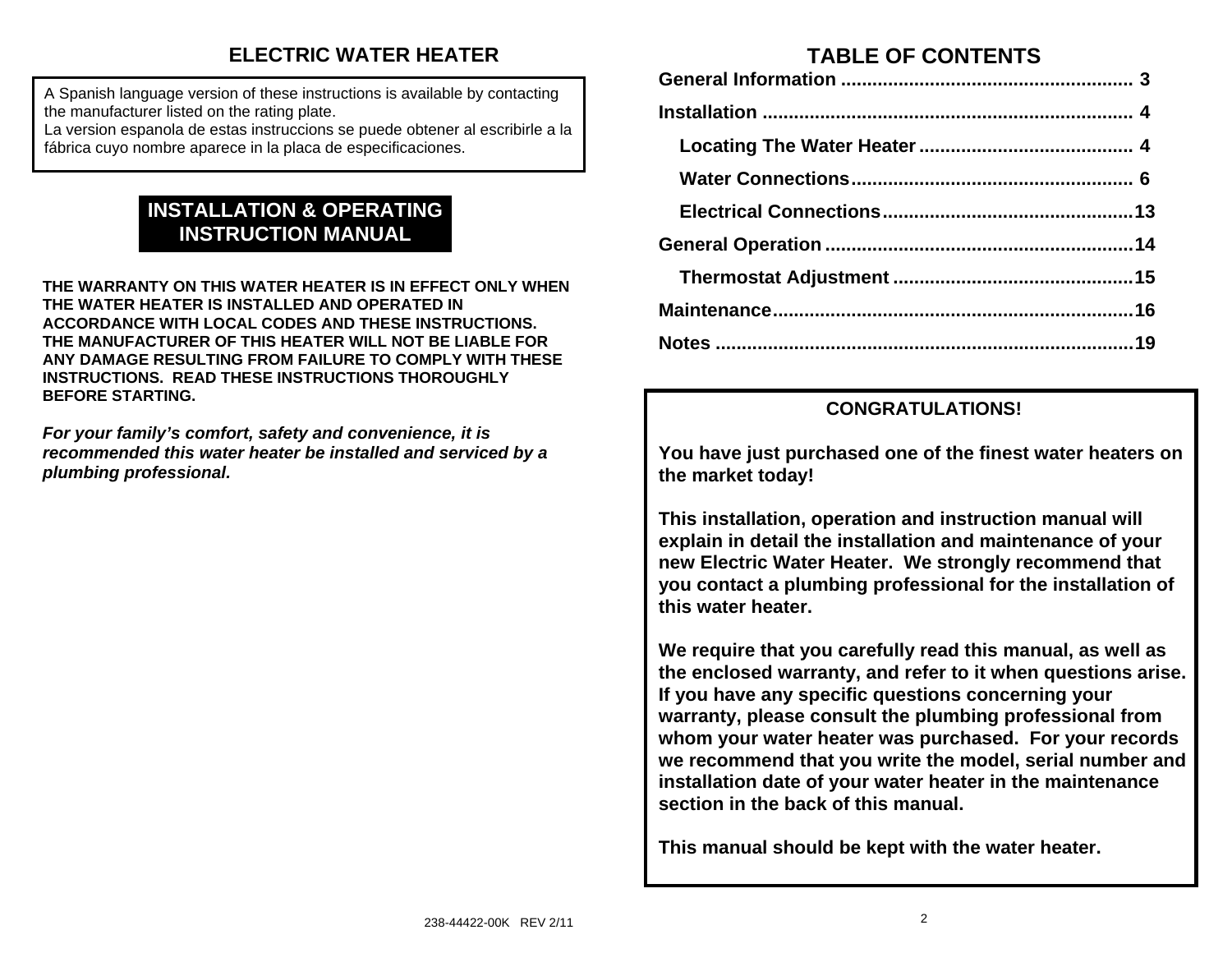# ELECTRIC WATER HEATER

A Spanish language version of these instructions is available by contacting the manufacturer listed on the rating plate.
La version espanola de estas instruccions se puede obtener al escribirle a la fábrica cuyo nombre aparece in la placa de especificaciones.

## INSTALLATION & OPERATING INSTRUCTION MANUAL

**THE WARRANTY ON THIS WATER HEATER IS IN EFFECT ONLY WHEN THE WATER HEATER IS INSTALLED AND OPERATED IN ACCORDANCE WITH LOCAL CODES AND THESE INSTRUCTIONS. THE MANUFACTURER OF THIS HEATER WILL NOT BE LIABLE FOR ANY DAMAGE RESULTING FROM FAILURE TO COMPLY WITH THESE INSTRUCTIONS. READ THESE INSTRUCTIONS THOROUGHLY BEFORE STARTING.**

***For your family's comfort, safety and convenience, it is recommended this water heater be installed and serviced by a plumbing professional.***

238-44422-00K REV 2/11

## TABLE OF CONTENTS

**General Information** ........................................ 3
**Installation** ........................................ 4
- **Locating The Water Heater** ........................................ 4
- **Water Connections** ........................................ 6
- **Electrical Connections** ........................................ 13

**General Operation** ........................................ 14
- **Thermostat Adjustment** ........................................ 15

**Maintenance** ........................................ 16
**Notes** ........................................ 19

### CONGRATULATIONS!

**You have just purchased one of the finest water heaters on the market today!**

**This installation, operation and instruction manual will explain in detail the installation and maintenance of your new Electric Water Heater. We strongly recommend that you contact a plumbing professional for the installation of this water heater.**

**We require that you carefully read this manual, as well as the enclosed warranty, and refer to it when questions arise. If you have any specific questions concerning your warranty, please consult the plumbing professional from whom your water heater was purchased. For your records we recommend that you write the model, serial number and installation date of your water heater in the maintenance section in the back of this manual.**

**This manual should be kept with the water heater.**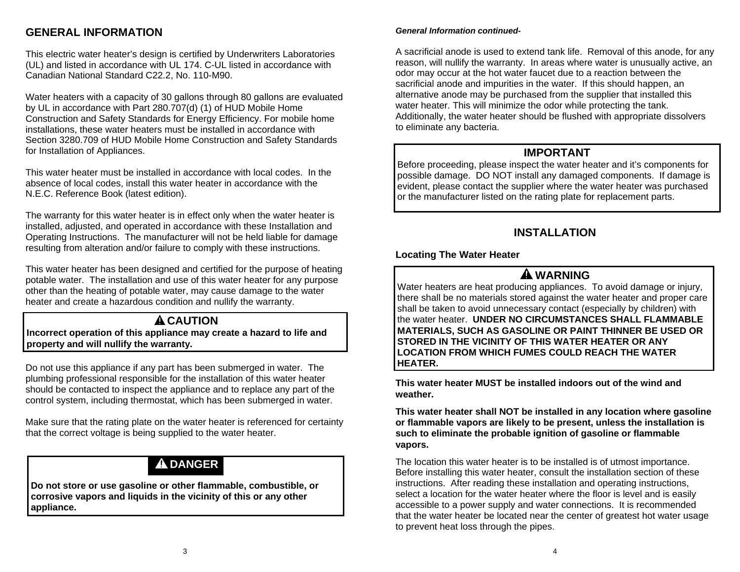## GENERAL INFORMATION

This electric water heater's design is certified by Underwriters Laboratories (UL) and listed in accordance with UL 174. C-UL listed in accordance with Canadian National Standard C22.2, No. 110-M90.

Water heaters with a capacity of 30 gallons through 80 gallons are evaluated by UL in accordance with Part 280.707(d) (1) of HUD Mobile Home Construction and Safety Standards for Energy Efficiency. For mobile home installations, these water heaters must be installed in accordance with Section 3280.709 of HUD Mobile Home Construction and Safety Standards for Installation of Appliances.

This water heater must be installed in accordance with local codes. In the absence of local codes, install this water heater in accordance with the N.E.C. Reference Book (latest edition).

The warranty for this water heater is in effect only when the water heater is installed, adjusted, and operated in accordance with these Installation and Operating Instructions. The manufacturer will not be held liable for damage resulting from alteration and/or failure to comply with these instructions.

This water heater has been designed and certified for the purpose of heating potable water. The installation and use of this water heater for any purpose other than the heating of potable water, may cause damage to the water heater and create a hazardous condition and nullify the warranty.

> **⚠ CAUTION**
>
> **Incorrect operation of this appliance may create a hazard to life and property and will nullify the warranty.**

Do not use this appliance if any part has been submerged in water. The plumbing professional responsible for the installation of this water heater should be contacted to inspect the appliance and to replace any part of the control system, including thermostat, which has been submerged in water.

Make sure that the rating plate on the water heater is referenced for certainty that the correct voltage is being supplied to the water heater.

> **⚠ DANGER**
>
> **Do not store or use gasoline or other flammable, combustible, or corrosive vapors and liquids in the vicinity of this or any other appliance.**

*General Information continued-*

A sacrificial anode is used to extend tank life. Removal of this anode, for any reason, will nullify the warranty. In areas where water is unusually active, an odor may occur at the hot water faucet due to a reaction between the sacrificial anode and impurities in the water. If this should happen, an alternative anode may be purchased from the supplier that installed this water heater. This will minimize the odor while protecting the tank. Additionally, the water heater should be flushed with appropriate dissolvers to eliminate any bacteria.

> **IMPORTANT**
>
> Before proceeding, please inspect the water heater and it's components for possible damage. DO NOT install any damaged components. If damage is evident, please contact the supplier where the water heater was purchased or the manufacturer listed on the rating plate for replacement parts.

## INSTALLATION

### Locating The Water Heater

> **⚠ WARNING**
>
> Water heaters are heat producing appliances. To avoid damage or injury, there shall be no materials stored against the water heater and proper care shall be taken to avoid unnecessary contact (especially by children) with the water heater. **UNDER NO CIRCUMSTANCES SHALL FLAMMABLE MATERIALS, SUCH AS GASOLINE OR PAINT THINNER BE USED OR STORED IN THE VICINITY OF THIS WATER HEATER OR ANY LOCATION FROM WHICH FUMES COULD REACH THE WATER HEATER.**

**This water heater MUST be installed indoors out of the wind and weather.**

**This water heater shall NOT be installed in any location where gasoline or flammable vapors are likely to be present, unless the installation is such to eliminate the probable ignition of gasoline or flammable vapors.**

The location this water heater is to be installed is of utmost importance. Before installing this water heater, consult the installation section of these instructions. After reading these installation and operating instructions, select a location for the water heater where the floor is level and is easily accessible to a power supply and water connections. It is recommended that the water heater be located near the center of greatest hot water usage to prevent heat loss through the pipes.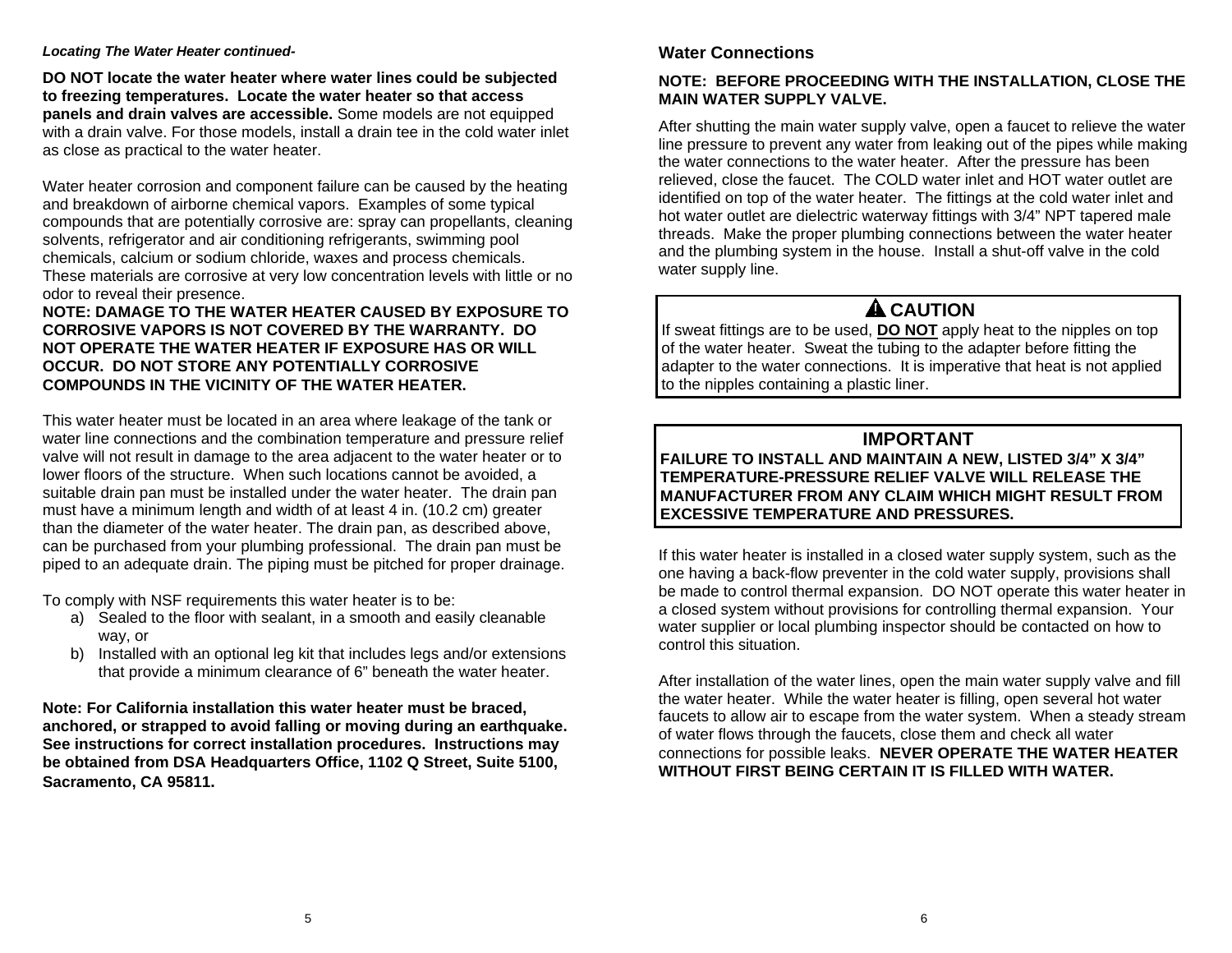***Locating The Water Heater continued-***

**DO NOT locate the water heater where water lines could be subjected to freezing temperatures. Locate the water heater so that access panels and drain valves are accessible.** Some models are not equipped with a drain valve. For those models, install a drain tee in the cold water inlet as close as practical to the water heater.

Water heater corrosion and component failure can be caused by the heating and breakdown of airborne chemical vapors. Examples of some typical compounds that are potentially corrosive are: spray can propellants, cleaning solvents, refrigerator and air conditioning refrigerants, swimming pool chemicals, calcium or sodium chloride, waxes and process chemicals. These materials are corrosive at very low concentration levels with little or no odor to reveal their presence.

**NOTE: DAMAGE TO THE WATER HEATER CAUSED BY EXPOSURE TO CORROSIVE VAPORS IS NOT COVERED BY THE WARRANTY. DO NOT OPERATE THE WATER HEATER IF EXPOSURE HAS OR WILL OCCUR. DO NOT STORE ANY POTENTIALLY CORROSIVE COMPOUNDS IN THE VICINITY OF THE WATER HEATER.**

This water heater must be located in an area where leakage of the tank or water line connections and the combination temperature and pressure relief valve will not result in damage to the area adjacent to the water heater or to lower floors of the structure. When such locations cannot be avoided, a suitable drain pan must be installed under the water heater. The drain pan must have a minimum length and width of at least 4 in. (10.2 cm) greater than the diameter of the water heater. The drain pan, as described above, can be purchased from your plumbing professional. The drain pan must be piped to an adequate drain. The piping must be pitched for proper drainage.

To comply with NSF requirements this water heater is to be:

a) Sealed to the floor with sealant, in a smooth and easily cleanable way, or
b) Installed with an optional leg kit that includes legs and/or extensions that provide a minimum clearance of 6" beneath the water heater.

**Note: For California installation this water heater must be braced, anchored, or strapped to avoid falling or moving during an earthquake. See instructions for correct installation procedures. Instructions may be obtained from DSA Headquarters Office, 1102 Q Street, Suite 5100, Sacramento, CA 95811.**

## Water Connections

**NOTE: BEFORE PROCEEDING WITH THE INSTALLATION, CLOSE THE MAIN WATER SUPPLY VALVE.**

After shutting the main water supply valve, open a faucet to relieve the water line pressure to prevent any water from leaking out of the pipes while making the water connections to the water heater. After the pressure has been relieved, close the faucet. The COLD water inlet and HOT water outlet are identified on top of the water heater. The fittings at the cold water inlet and hot water outlet are dielectric waterway fittings with 3/4" NPT tapered male threads. Make the proper plumbing connections between the water heater and the plumbing system in the house. Install a shut-off valve in the cold water supply line.

**⚠ CAUTION**

If sweat fittings are to be used, **DO NOT** apply heat to the nipples on top of the water heater. Sweat the tubing to the adapter before fitting the adapter to the water connections. It is imperative that heat is not applied to the nipples containing a plastic liner.

**IMPORTANT**

**FAILURE TO INSTALL AND MAINTAIN A NEW, LISTED 3/4" X 3/4" TEMPERATURE-PRESSURE RELIEF VALVE WILL RELEASE THE MANUFACTURER FROM ANY CLAIM WHICH MIGHT RESULT FROM EXCESSIVE TEMPERATURE AND PRESSURES.**

If this water heater is installed in a closed water supply system, such as the one having a back-flow preventer in the cold water supply, provisions shall be made to control thermal expansion. DO NOT operate this water heater in a closed system without provisions for controlling thermal expansion. Your water supplier or local plumbing inspector should be contacted on how to control this situation.

After installation of the water lines, open the main water supply valve and fill the water heater. While the water heater is filling, open several hot water faucets to allow air to escape from the water system. When a steady stream of water flows through the faucets, close them and check all water connections for possible leaks. **NEVER OPERATE THE WATER HEATER WITHOUT FIRST BEING CERTAIN IT IS FILLED WITH WATER.**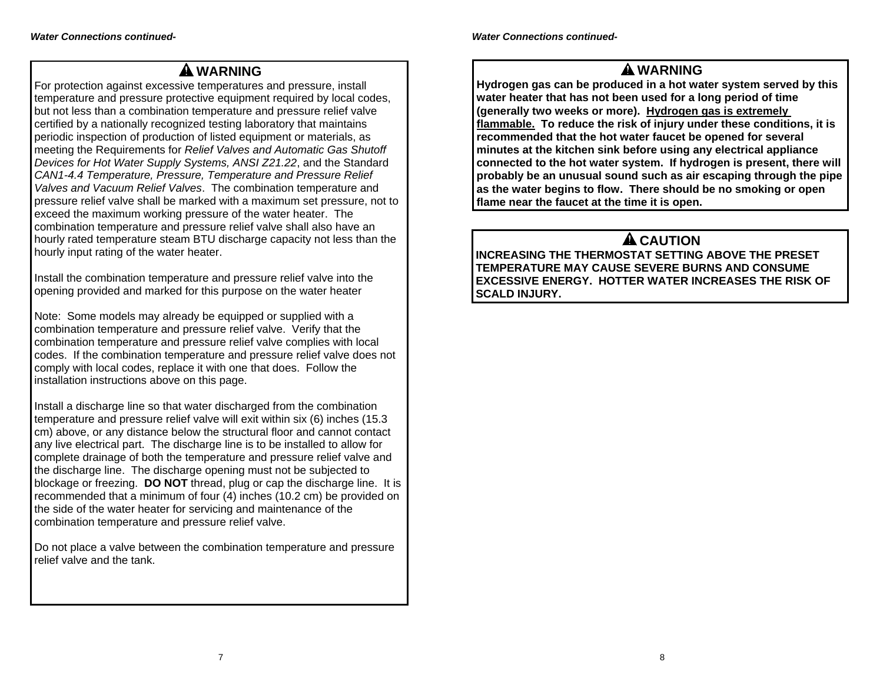*Water Connections continued-*

### ⚠ WARNING

For protection against excessive temperatures and pressure, install temperature and pressure protective equipment required by local codes, but not less than a combination temperature and pressure relief valve certified by a nationally recognized testing laboratory that maintains periodic inspection of production of listed equipment or materials, as meeting the Requirements for *Relief Valves and Automatic Gas Shutoff Devices for Hot Water Supply Systems, ANSI Z21.22*, and the Standard *CAN1-4.4 Temperature, Pressure, Temperature and Pressure Relief Valves and Vacuum Relief Valves*. The combination temperature and pressure relief valve shall be marked with a maximum set pressure, not to exceed the maximum working pressure of the water heater. The combination temperature and pressure relief valve shall also have an hourly rated temperature steam BTU discharge capacity not less than the hourly input rating of the water heater.

Install the combination temperature and pressure relief valve into the opening provided and marked for this purpose on the water heater

Note: Some models may already be equipped or supplied with a combination temperature and pressure relief valve. Verify that the combination temperature and pressure relief valve complies with local codes. If the combination temperature and pressure relief valve does not comply with local codes, replace it with one that does. Follow the installation instructions above on this page.

Install a discharge line so that water discharged from the combination temperature and pressure relief valve will exit within six (6) inches (15.3 cm) above, or any distance below the structural floor and cannot contact any live electrical part. The discharge line is to be installed to allow for complete drainage of both the temperature and pressure relief valve and the discharge line. The discharge opening must not be subjected to blockage or freezing. **DO NOT** thread, plug or cap the discharge line. It is recommended that a minimum of four (4) inches (10.2 cm) be provided on the side of the water heater for servicing and maintenance of the combination temperature and pressure relief valve.

Do not place a valve between the combination temperature and pressure relief valve and the tank.

*Water Connections continued-*

### ⚠ WARNING

**Hydrogen gas can be produced in a hot water system served by this water heater that has not been used for a long period of time (generally two weeks or more). <u>Hydrogen gas is extremely flammable.</u> To reduce the risk of injury under these conditions, it is recommended that the hot water faucet be opened for several minutes at the kitchen sink before using any electrical appliance connected to the hot water system. If hydrogen is present, there will probably be an unusual sound such as air escaping through the pipe as the water begins to flow. There should be no smoking or open flame near the faucet at the time it is open.**

### ⚠ CAUTION

**INCREASING THE THERMOSTAT SETTING ABOVE THE PRESET TEMPERATURE MAY CAUSE SEVERE BURNS AND CONSUME EXCESSIVE ENERGY. HOTTER WATER INCREASES THE RISK OF SCALD INJURY.**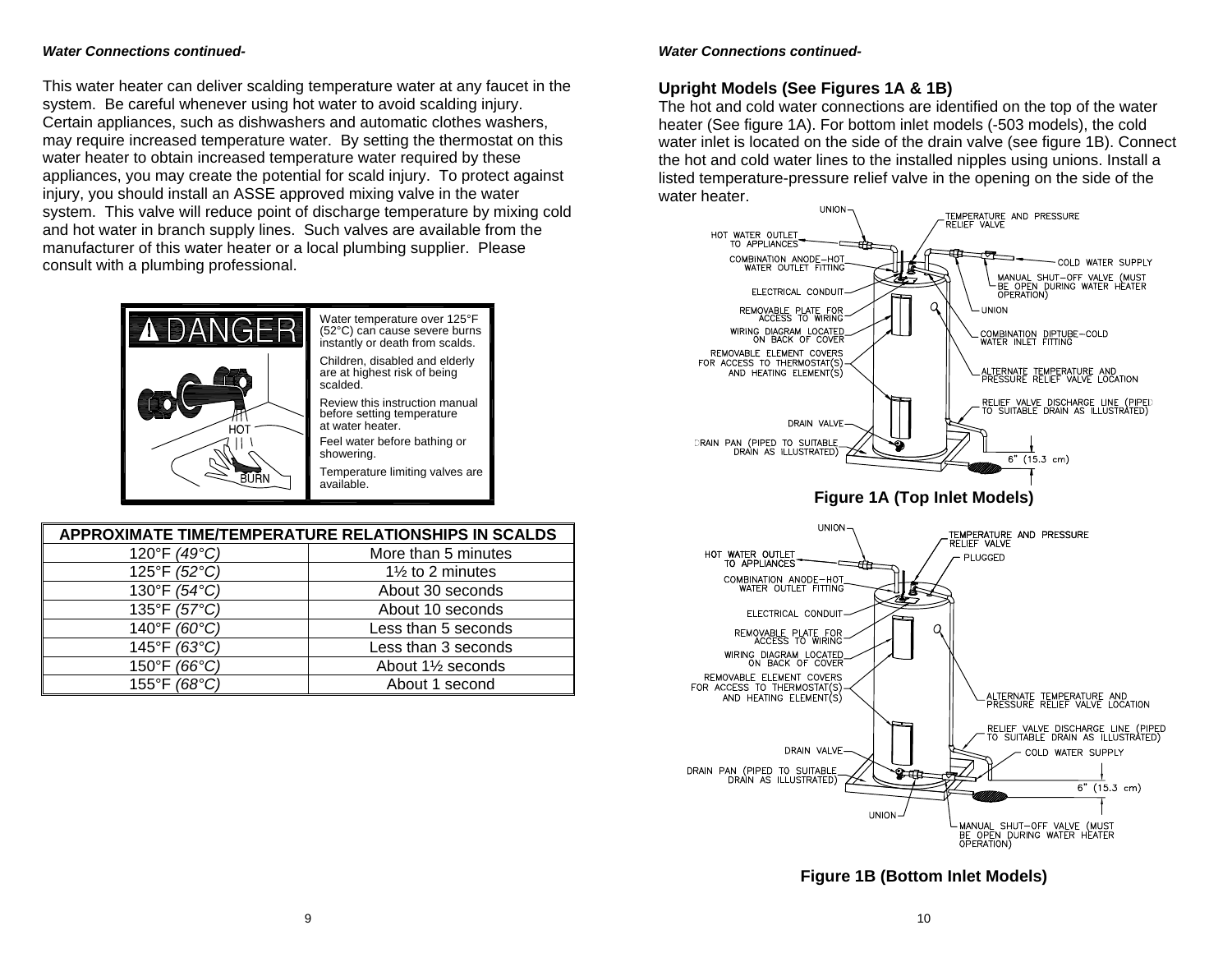***Water Connections continued-***

This water heater can deliver scalding temperature water at any faucet in the system. Be careful whenever using hot water to avoid scalding injury. Certain appliances, such as dishwashers and automatic clothes washers, may require increased temperature water. By setting the thermostat on this water heater to obtain increased temperature water required by these appliances, you may create the potential for scald injury. To protect against injury, you should install an ASSE approved mixing valve in the water system. This valve will reduce point of discharge temperature by mixing cold and hot water in branch supply lines. Such valves are available from the manufacturer of this water heater or a local plumbing supplier. Please consult with a plumbing professional.

**⚠ DANGER**

Water temperature over 125°F (52°C) can cause severe burns instantly or death from scalds.

Children, disabled and elderly are at highest risk of being scalded.

Review this instruction manual before setting temperature at water heater.

Feel water before bathing or showering.

Temperature limiting valves are available.

| APPROXIMATE TIME/TEMPERATURE RELATIONSHIPS IN SCALDS | |
|---|---|
| 120°F *(49°C)* | More than 5 minutes |
| 125°F *(52°C)* | 1½ to 2 minutes |
| 130°F *(54°C)* | About 30 seconds |
| 135°F *(57°C)* | About 10 seconds |
| 140°F *(60°C)* | Less than 5 seconds |
| 145°F *(63°C)* | Less than 3 seconds |
| 150°F *(66°C)* | About 1½ seconds |
| 155°F *(68°C)* | About 1 second |

***Water Connections continued-***

**Upright Models (See Figures 1A & 1B)**

The hot and cold water connections are identified on the top of the water heater (See figure 1A). For bottom inlet models (-503 models), the cold water inlet is located on the side of the drain valve (see figure 1B). Connect the hot and cold water lines to the installed nipples using unions. Install a listed temperature-pressure relief valve in the opening on the side of the water heater.

**Figure 1A (Top Inlet Models)**

**Figure 1B (Bottom Inlet Models)**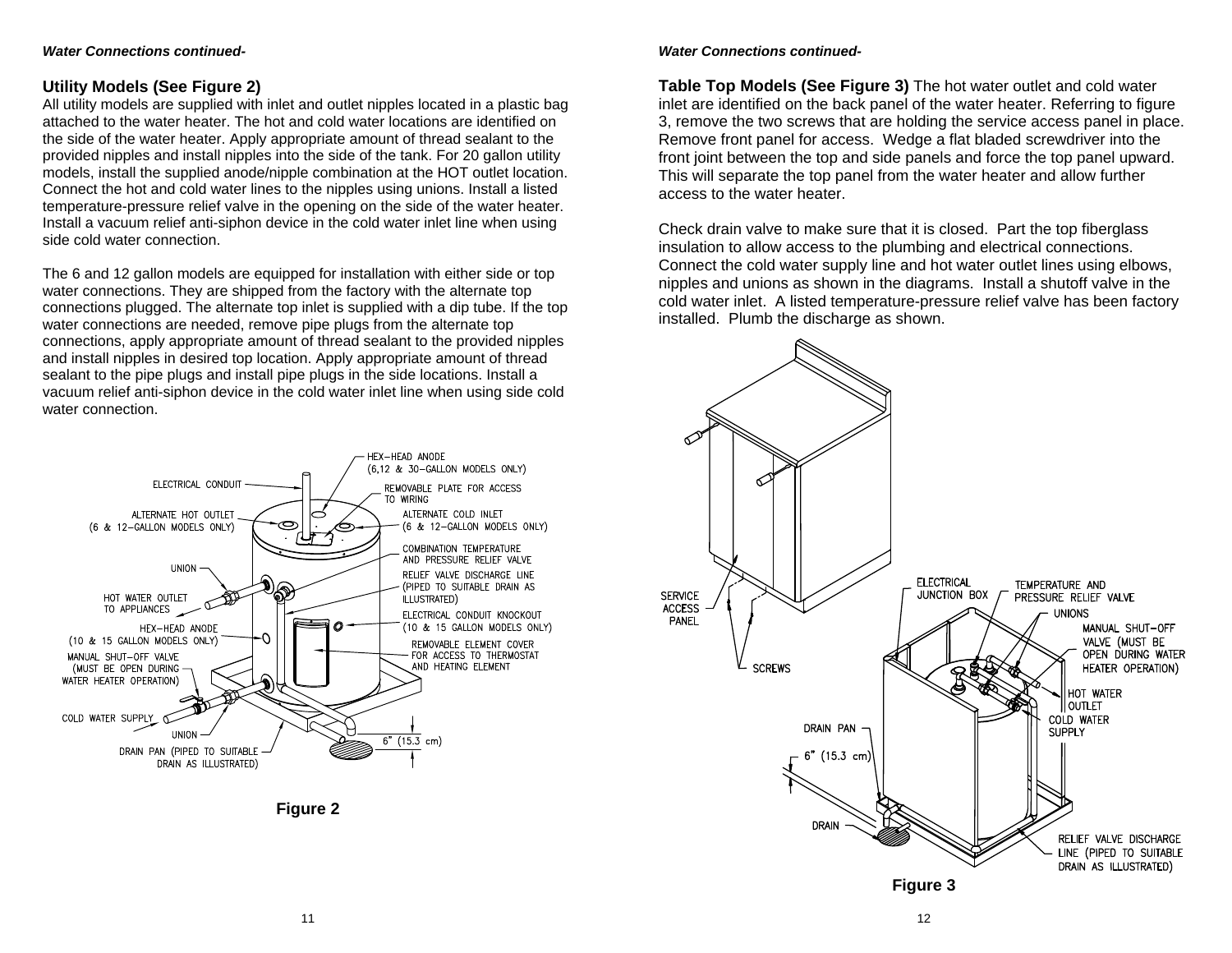*Water Connections continued-*

### Utility Models (See Figure 2)

All utility models are supplied with inlet and outlet nipples located in a plastic bag attached to the water heater. The hot and cold water locations are identified on the side of the water heater. Apply appropriate amount of thread sealant to the provided nipples and install nipples into the side of the tank. For 20 gallon utility models, install the supplied anode/nipple combination at the HOT outlet location. Connect the hot and cold water lines to the nipples using unions. Install a listed temperature-pressure relief valve in the opening on the side of the water heater. Install a vacuum relief anti-siphon device in the cold water inlet line when using side cold water connection.

The 6 and 12 gallon models are equipped for installation with either side or top water connections. They are shipped from the factory with the alternate top connections plugged. The alternate top inlet is supplied with a dip tube. If the top water connections are needed, remove pipe plugs from the alternate top connections, apply appropriate amount of thread sealant to the provided nipples and install nipples in desired top location. Apply appropriate amount of thread sealant to the pipe plugs and install pipe plugs in the side locations. Install a vacuum relief anti-siphon device in the cold water inlet line when using side cold water connection.

HEX–HEAD ANODE (6,12 & 30–GALLON MODELS ONLY)
ELECTRICAL CONDUIT
REMOVABLE PLATE FOR ACCESS TO WIRING
ALTERNATE HOT OUTLET (6 & 12–GALLON MODELS ONLY)
ALTERNATE COLD INLET (6 & 12–GALLON MODELS ONLY)
COMBINATION TEMPERATURE AND PRESSURE RELIEF VALVE
UNION
RELIEF VALVE DISCHARGE LINE (PIPED TO SUITABLE DRAIN AS ILLUSTRATED)
HOT WATER OUTLET TO APPLIANCES
ELECTRICAL CONDUIT KNOCKOUT (10 & 15 GALLON MODELS ONLY)
HEX–HEAD ANODE (10 & 15 GALLON MODELS ONLY)
REMOVABLE ELEMENT COVER FOR ACCESS TO THERMOSTAT AND HEATING ELEMENT
MANUAL SHUT–OFF VALVE (MUST BE OPEN DURING WATER HEATER OPERATION)
COLD WATER SUPPLY
UNION
6" (15.3 cm)
DRAIN PAN (PIPED TO SUITABLE DRAIN AS ILLUSTRATED)

**Figure 2**

*Water Connections continued-*

**Table Top Models (See Figure 3)** The hot water outlet and cold water inlet are identified on the back panel of the water heater. Referring to figure 3, remove the two screws that are holding the service access panel in place. Remove front panel for access. Wedge a flat bladed screwdriver into the front joint between the top and side panels and force the top panel upward. This will separate the top panel from the water heater and allow further access to the water heater.

Check drain valve to make sure that it is closed. Part the top fiberglass insulation to allow access to the plumbing and electrical connections. Connect the cold water supply line and hot water outlet lines using elbows, nipples and unions as shown in the diagrams. Install a shutoff valve in the cold water inlet. A listed temperature-pressure relief valve has been factory installed. Plumb the discharge as shown.

SERVICE ACCESS PANEL
SCREWS
ELECTRICAL JUNCTION BOX
TEMPERATURE AND PRESSURE RELIEF VALVE
UNIONS
MANUAL SHUT–OFF VALVE (MUST BE OPEN DURING WATER HEATER OPERATION)
HOT WATER OUTLET
COLD WATER SUPPLY
DRAIN PAN
6" (15.3 cm)
DRAIN
RELIEF VALVE DISCHARGE LINE (PIPED TO SUITABLE DRAIN AS ILLUSTRATED)

**Figure 3**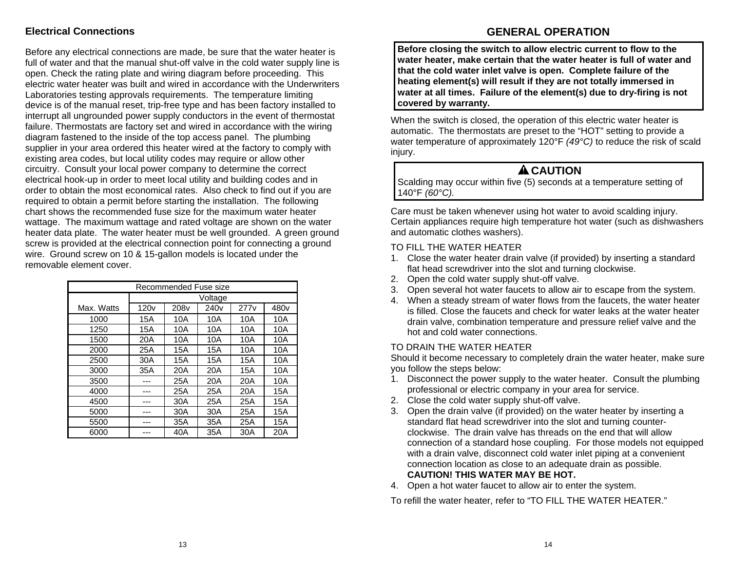## Electrical Connections

Before any electrical connections are made, be sure that the water heater is full of water and that the manual shut-off valve in the cold water supply line is open. Check the rating plate and wiring diagram before proceeding. This electric water heater was built and wired in accordance with the Underwriters Laboratories testing approvals requirements. The temperature limiting device is of the manual reset, trip-free type and has been factory installed to interrupt all ungrounded power supply conductors in the event of thermostat failure. Thermostats are factory set and wired in accordance with the wiring diagram fastened to the inside of the top access panel. The plumbing supplier in your area ordered this heater wired at the factory to comply with existing area codes, but local utility codes may require or allow other circuitry. Consult your local power company to determine the correct electrical hook-up in order to meet local utility and building codes and in order to obtain the most economical rates. Also check to find out if you are required to obtain a permit before starting the installation. The following chart shows the recommended fuse size for the maximum water heater wattage. The maximum wattage and rated voltage are shown on the water heater data plate. The water heater must be well grounded. A green ground screw is provided at the electrical connection point for connecting a ground wire. Ground screw on 10 & 15-gallon models is located under the removable element cover.

| Recommended Fuse size | | | | | |
|---|---|---|---|---|---|
| | Voltage | | | | |
| Max. Watts | 120v | 208v | 240v | 277v | 480v |
| 1000 | 15A | 10A | 10A | 10A | 10A |
| 1250 | 15A | 10A | 10A | 10A | 10A |
| 1500 | 20A | 10A | 10A | 10A | 10A |
| 2000 | 25A | 15A | 15A | 10A | 10A |
| 2500 | 30A | 15A | 15A | 15A | 10A |
| 3000 | 35A | 20A | 20A | 15A | 10A |
| 3500 | --- | 25A | 20A | 20A | 10A |
| 4000 | --- | 25A | 25A | 20A | 15A |
| 4500 | --- | 30A | 25A | 25A | 15A |
| 5000 | --- | 30A | 30A | 25A | 15A |
| 5500 | --- | 35A | 35A | 25A | 15A |
| 6000 | --- | 40A | 35A | 30A | 20A |

## GENERAL OPERATION

**Before closing the switch to allow electric current to flow to the water heater, make certain that the water heater is full of water and that the cold water inlet valve is open. Complete failure of the heating element(s) will result if they are not totally immersed in water at all times. Failure of the element(s) due to dry-firing is not covered by warranty.**

When the switch is closed, the operation of this electric water heater is automatic. The thermostats are preset to the "HOT" setting to provide a water temperature of approximately 120°F *(49°C)* to reduce the risk of scald injury.

**⚠ CAUTION**

Scalding may occur within five (5) seconds at a temperature setting of 140°F *(60°C)*.

Care must be taken whenever using hot water to avoid scalding injury. Certain appliances require high temperature hot water (such as dishwashers and automatic clothes washers).

TO FILL THE WATER HEATER

1. Close the water heater drain valve (if provided) by inserting a standard flat head screwdriver into the slot and turning clockwise.
2. Open the cold water supply shut-off valve.
3. Open several hot water faucets to allow air to escape from the system.
4. When a steady stream of water flows from the faucets, the water heater is filled. Close the faucets and check for water leaks at the water heater drain valve, combination temperature and pressure relief valve and the hot and cold water connections.

TO DRAIN THE WATER HEATER

Should it become necessary to completely drain the water heater, make sure you follow the steps below:

1. Disconnect the power supply to the water heater. Consult the plumbing professional or electric company in your area for service.
2. Close the cold water supply shut-off valve.
3. Open the drain valve (if provided) on the water heater by inserting a standard flat head screwdriver into the slot and turning counter-clockwise. The drain valve has threads on the end that will allow connection of a standard hose coupling. For those models not equipped with a drain valve, disconnect cold water inlet piping at a convenient connection location as close to an adequate drain as possible. **CAUTION! THIS WATER MAY BE HOT.**
4. Open a hot water faucet to allow air to enter the system.

To refill the water heater, refer to "TO FILL THE WATER HEATER."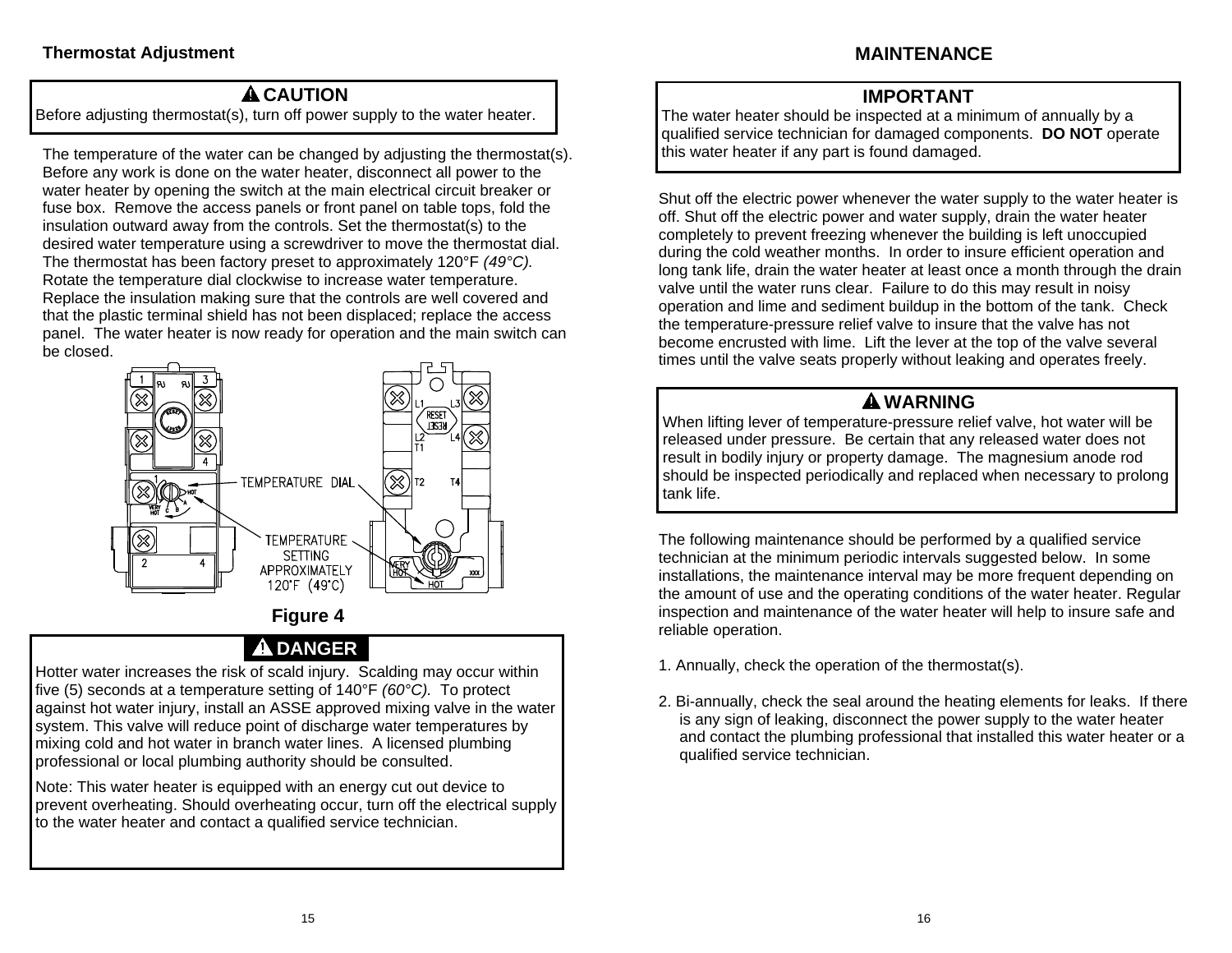## Thermostat Adjustment

**⚠ CAUTION**

Before adjusting thermostat(s), turn off power supply to the water heater.

The temperature of the water can be changed by adjusting the thermostat(s). Before any work is done on the water heater, disconnect all power to the water heater by opening the switch at the main electrical circuit breaker or fuse box. Remove the access panels or front panel on table tops, fold the insulation outward away from the controls. Set the thermostat(s) to the desired water temperature using a screwdriver to move the thermostat dial. The thermostat has been factory preset to approximately 120°F *(49°C).* Rotate the temperature dial clockwise to increase water temperature. Replace the insulation making sure that the controls are well covered and that the plastic terminal shield has not been displaced; replace the access panel. The water heater is now ready for operation and the main switch can be closed.

TEMPERATURE DIAL

TEMPERATURE SETTING APPROXIMATELY 120°F (49°C)

**Figure 4**

**⚠ DANGER**

Hotter water increases the risk of scald injury. Scalding may occur within five (5) seconds at a temperature setting of 140°F *(60°C).* To protect against hot water injury, install an ASSE approved mixing valve in the water system. This valve will reduce point of discharge water temperatures by mixing cold and hot water in branch water lines. A licensed plumbing professional or local plumbing authority should be consulted.

Note: This water heater is equipped with an energy cut out device to prevent overheating. Should overheating occur, turn off the electrical supply to the water heater and contact a qualified service technician.

## MAINTENANCE

**IMPORTANT**

The water heater should be inspected at a minimum of annually by a qualified service technician for damaged components. **DO NOT** operate this water heater if any part is found damaged.

Shut off the electric power whenever the water supply to the water heater is off. Shut off the electric power and water supply, drain the water heater completely to prevent freezing whenever the building is left unoccupied during the cold weather months. In order to insure efficient operation and long tank life, drain the water heater at least once a month through the drain valve until the water runs clear. Failure to do this may result in noisy operation and lime and sediment buildup in the bottom of the tank. Check the temperature-pressure relief valve to insure that the valve has not become encrusted with lime. Lift the lever at the top of the valve several times until the valve seats properly without leaking and operates freely.

**⚠ WARNING**

When lifting lever of temperature-pressure relief valve, hot water will be released under pressure. Be certain that any released water does not result in bodily injury or property damage. The magnesium anode rod should be inspected periodically and replaced when necessary to prolong tank life.

The following maintenance should be performed by a qualified service technician at the minimum periodic intervals suggested below. In some installations, the maintenance interval may be more frequent depending on the amount of use and the operating conditions of the water heater. Regular inspection and maintenance of the water heater will help to insure safe and reliable operation.

1. Annually, check the operation of the thermostat(s).

2. Bi-annually, check the seal around the heating elements for leaks. If there is any sign of leaking, disconnect the power supply to the water heater and contact the plumbing professional that installed this water heater or a qualified service technician.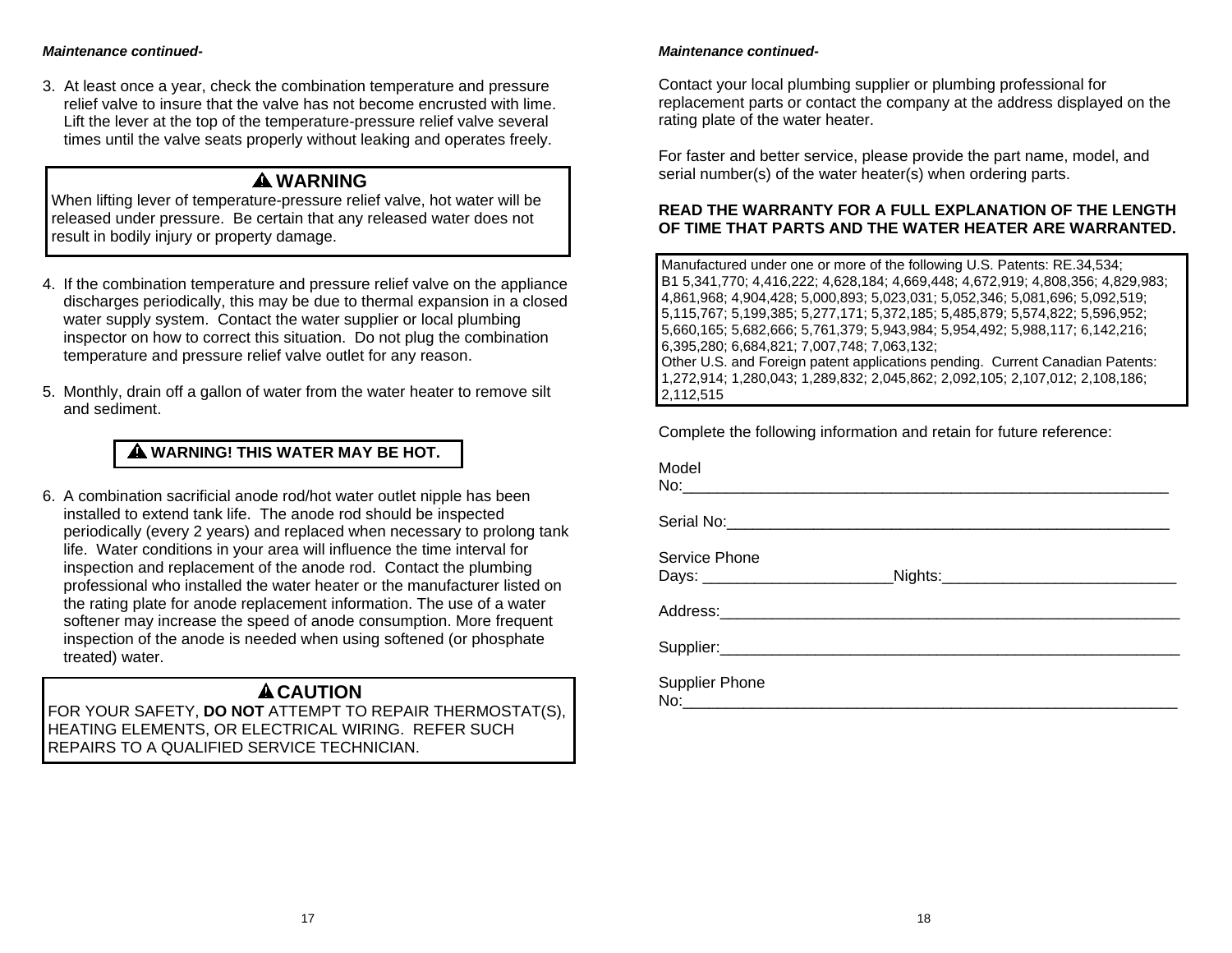*Maintenance continued-*

3. At least once a year, check the combination temperature and pressure relief valve to insure that the valve has not become encrusted with lime. Lift the lever at the top of the temperature-pressure relief valve several times until the valve seats properly without leaking and operates freely.

> **⚠ WARNING**
>
> When lifting lever of temperature-pressure relief valve, hot water will be released under pressure. Be certain that any released water does not result in bodily injury or property damage.

4. If the combination temperature and pressure relief valve on the appliance discharges periodically, this may be due to thermal expansion in a closed water supply system. Contact the water supplier or local plumbing inspector on how to correct this situation. Do not plug the combination temperature and pressure relief valve outlet for any reason.

5. Monthly, drain off a gallon of water from the water heater to remove silt and sediment.

> **⚠ WARNING! THIS WATER MAY BE HOT.**

6. A combination sacrificial anode rod/hot water outlet nipple has been installed to extend tank life. The anode rod should be inspected periodically (every 2 years) and replaced when necessary to prolong tank life. Water conditions in your area will influence the time interval for inspection and replacement of the anode rod. Contact the plumbing professional who installed the water heater or the manufacturer listed on the rating plate for anode replacement information. The use of a water softener may increase the speed of anode consumption. More frequent inspection of the anode is needed when using softened (or phosphate treated) water.

> **⚠ CAUTION**
>
> FOR YOUR SAFETY, **DO NOT** ATTEMPT TO REPAIR THERMOSTAT(S), HEATING ELEMENTS, OR ELECTRICAL WIRING. REFER SUCH REPAIRS TO A QUALIFIED SERVICE TECHNICIAN.

*Maintenance continued-*

Contact your local plumbing supplier or plumbing professional for replacement parts or contact the company at the address displayed on the rating plate of the water heater.

For faster and better service, please provide the part name, model, and serial number(s) of the water heater(s) when ordering parts.

**READ THE WARRANTY FOR A FULL EXPLANATION OF THE LENGTH OF TIME THAT PARTS AND THE WATER HEATER ARE WARRANTED.**

> Manufactured under one or more of the following U.S. Patents: RE.34,534; B1 5,341,770; 4,416,222; 4,628,184; 4,669,448; 4,672,919; 4,808,356; 4,829,983; 4,861,968; 4,904,428; 5,000,893; 5,023,031; 5,052,346; 5,081,696; 5,092,519; 5,115,767; 5,199,385; 5,277,171; 5,372,185; 5,485,879; 5,574,822; 5,596,952; 5,660,165; 5,682,666; 5,761,379; 5,943,984; 5,954,492; 5,988,117; 6,142,216; 6,395,280; 6,684,821; 7,007,748; 7,063,132;
> Other U.S. and Foreign patent applications pending. Current Canadian Patents: 1,272,914; 1,280,043; 1,289,832; 2,045,862; 2,092,105; 2,107,012; 2,108,186; 2,112,515

Complete the following information and retain for future reference:

Model No:____________________________________________________________

Serial No:______________________________________________________

Service Phone
Days: ______________________Nights:___________________________

Address:_________________________________________________________

Supplier:________________________________________________________

Supplier Phone No:_____________________________________________________________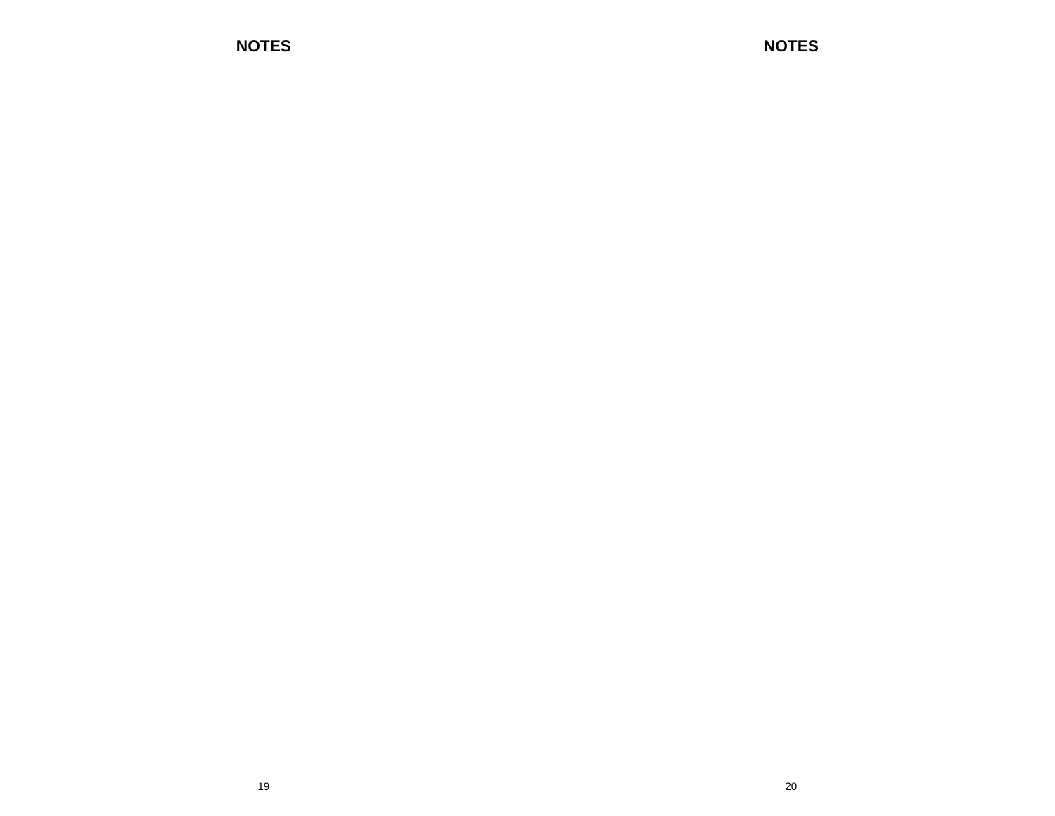## NOTES

## NOTES